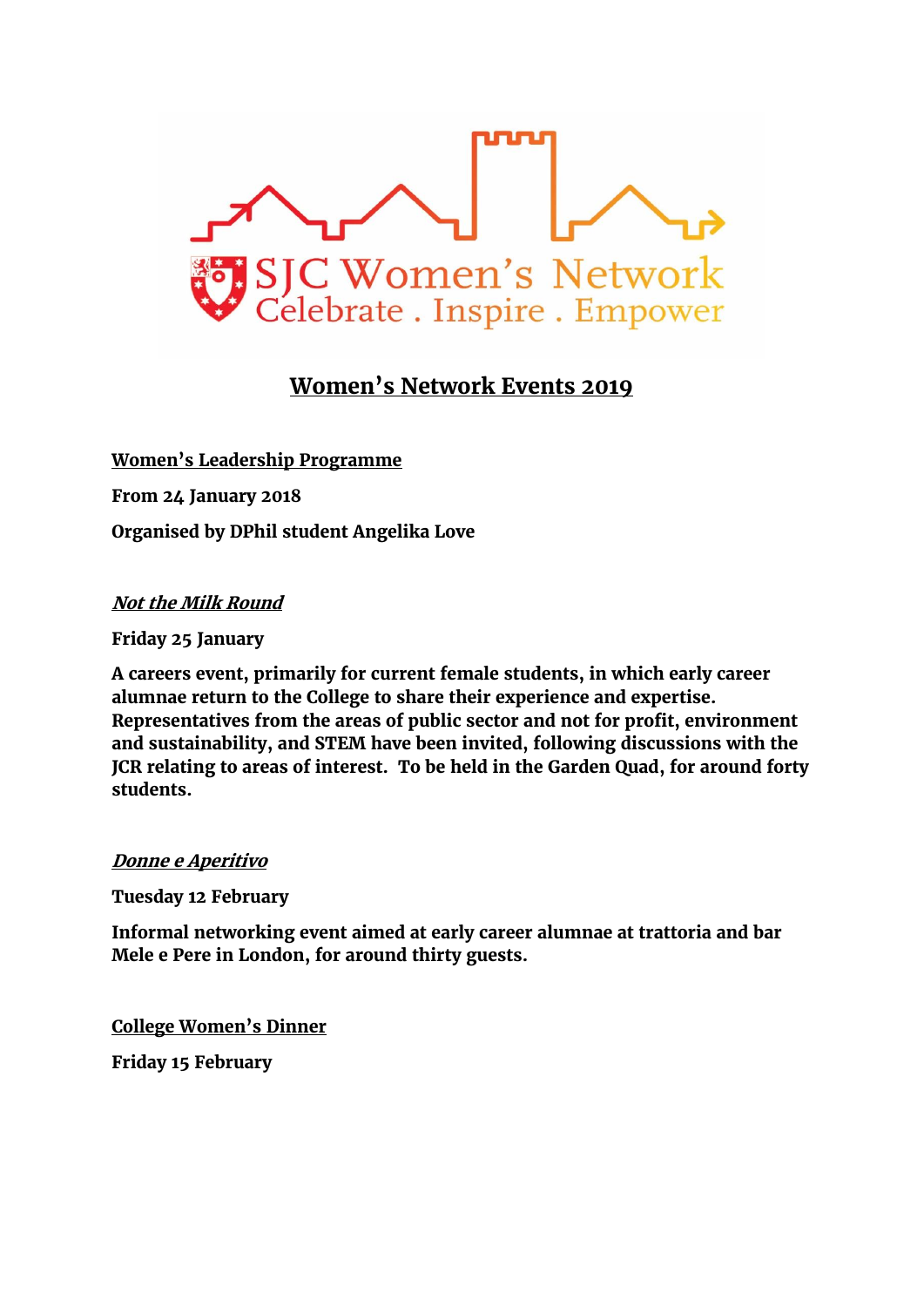SJC Women's Network
Celebrate . Inspire . Empower

# Women's Network Events 2019

**Women's Leadership Programme**

**From 24 January 2018**

**Organised by DPhil student Angelika Love**

***Not the Milk Round***

**Friday 25 January**

**A careers event, primarily for current female students, in which early career alumnae return to the College to share their experience and expertise. Representatives from the areas of public sector and not for profit, environment and sustainability, and STEM have been invited, following discussions with the JCR relating to areas of interest. To be held in the Garden Quad, for around forty students.**

***Donne e Aperitivo***

**Tuesday 12 February**

**Informal networking event aimed at early career alumnae at trattoria and bar Mele e Pere in London, for around thirty guests.**

**College Women's Dinner**

**Friday 15 February**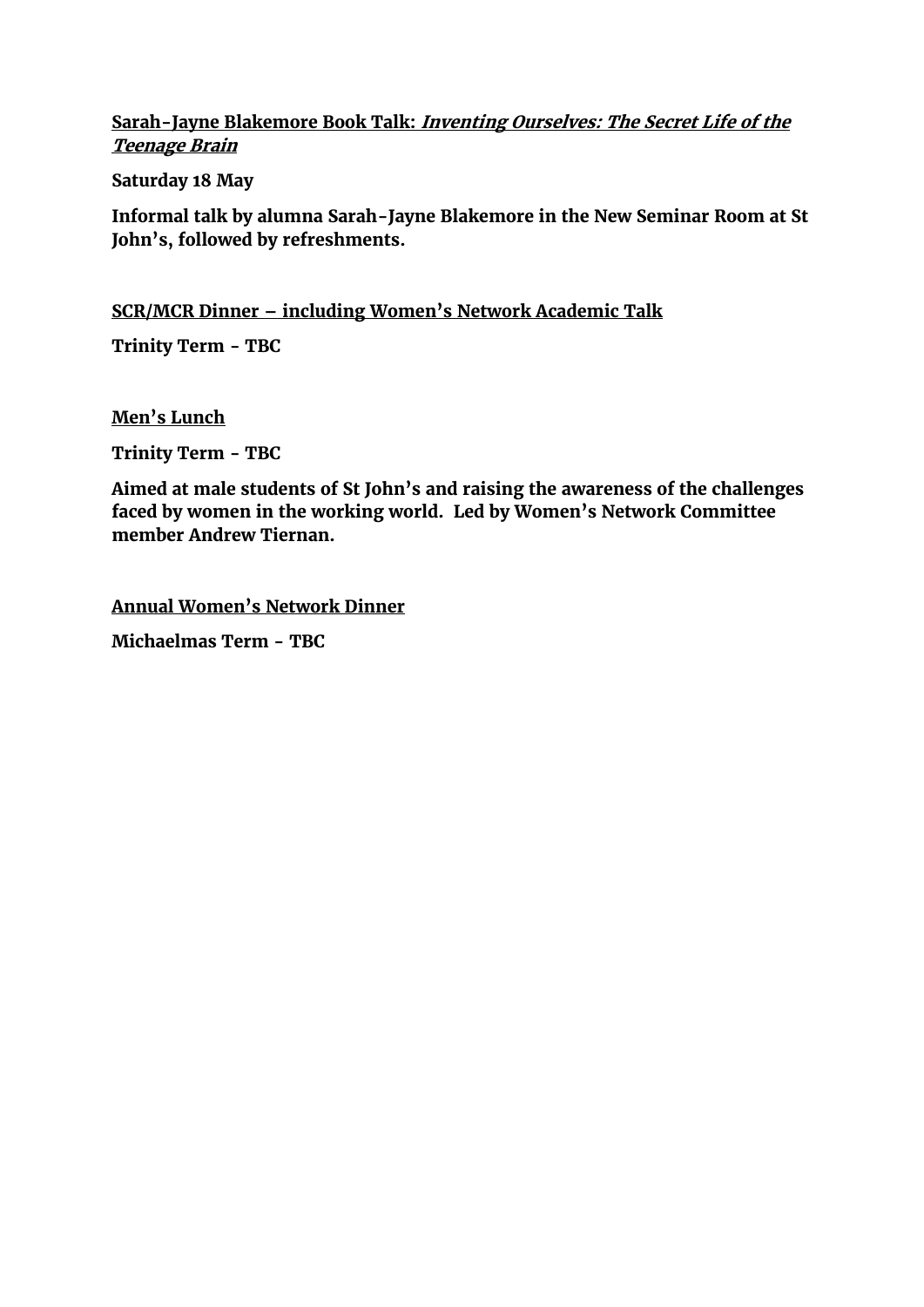**Sarah-Jayne Blakemore Book Talk: *Inventing Ourselves: The Secret Life of the Teenage Brain***

**Saturday 18 May**

**Informal talk by alumna Sarah-Jayne Blakemore in the New Seminar Room at St John's, followed by refreshments.**

**SCR/MCR Dinner – including Women's Network Academic Talk**

**Trinity Term - TBC**

**Men's Lunch**

**Trinity Term - TBC**

**Aimed at male students of St John's and raising the awareness of the challenges faced by women in the working world. Led by Women's Network Committee member Andrew Tiernan.**

**Annual Women's Network Dinner**

**Michaelmas Term - TBC**